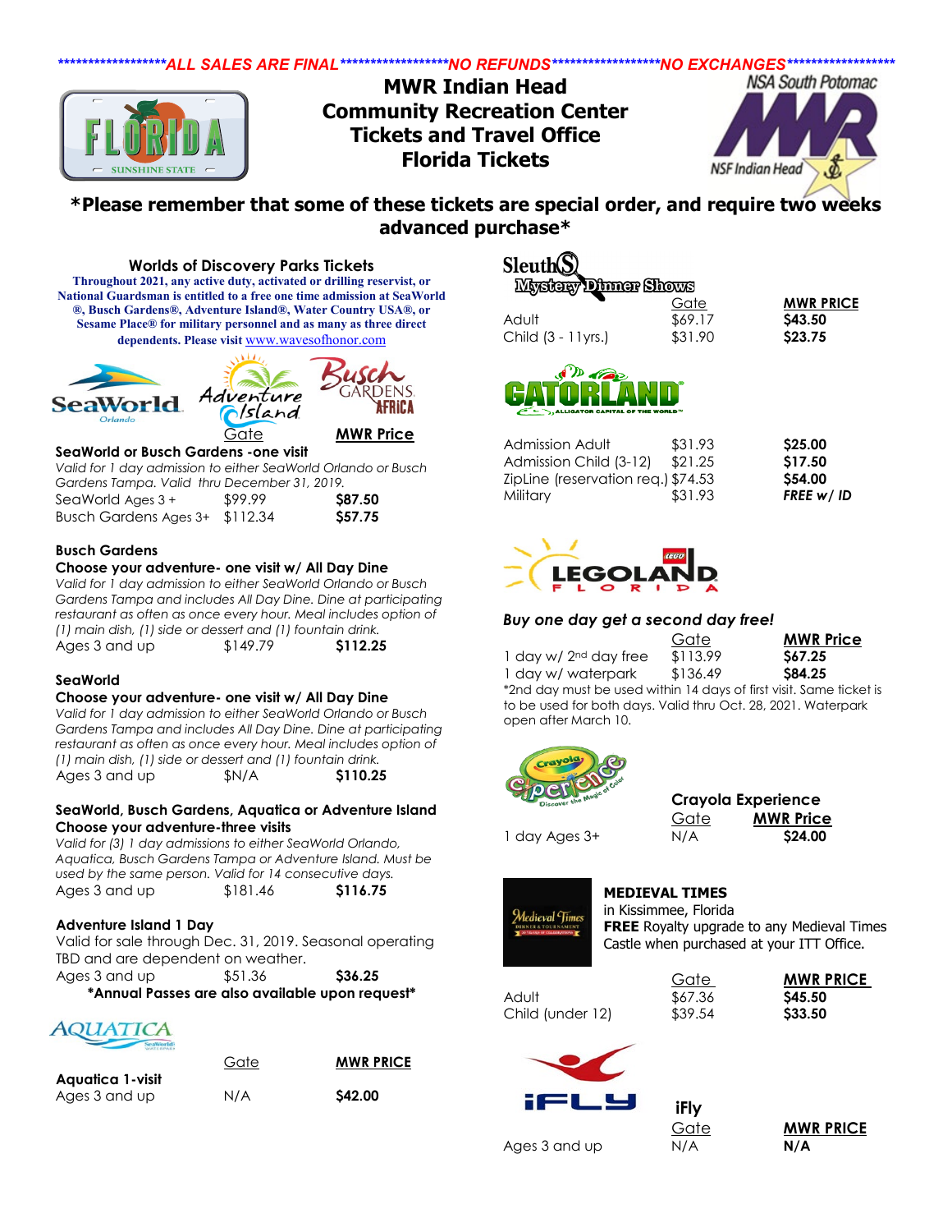*****************ALL SALES ARE FINAL*****************NO REFUNDS*****************NO EXCHANGES*****************

# MWR Indian Head
# Community Recreation Center
# Tickets and Travel Office
# Florida Tickets

**\*Please remember that some of these tickets are special order, and require two weeks advanced purchase\***

## Worlds of Discovery Parks Tickets

**Throughout 2021, any active duty, activated or drilling reservist, or National Guardsman is entitled to a free one time admission at SeaWorld ®, Busch Gardens®, Adventure Island®, Water Country USA®, or Sesame Place® for military personnel and as many as three direct dependents. Please visit www.wavesofhonor.com**

### SeaWorld or Busch Gardens -one visit

*Valid for 1 day admission to either SeaWorld Orlando or Busch Gardens Tampa. Valid thru December 31, 2019.*

| | Gate | MWR Price |
|---|---|---|
| SeaWorld Ages 3 + | $99.99 | **$87.50** |
| Busch Gardens Ages 3+ | $112.34 | **$57.75** |

### Busch Gardens
**Choose your adventure- one visit w/ All Day Dine**

*Valid for 1 day admission to either SeaWorld Orlando or Busch Gardens Tampa and includes All Day Dine. Dine at participating restaurant as often as once every hour. Meal includes option of (1) main dish, (1) side or dessert and (1) fountain drink.*

| | Gate | MWR Price |
|---|---|---|
| Ages 3 and up | $149.79 | **$112.25** |

### SeaWorld
**Choose your adventure- one visit w/ All Day Dine**

*Valid for 1 day admission to either SeaWorld Orlando or Busch Gardens Tampa and includes All Day Dine. Dine at participating restaurant as often as once every hour. Meal includes option of (1) main dish, (1) side or dessert and (1) fountain drink.*

| | Gate | MWR Price |
|---|---|---|
| Ages 3 and up | $N/A | **$110.25** |

### SeaWorld, Busch Gardens, Aquatica or Adventure Island
**Choose your adventure-three visits**

*Valid for (3) 1 day admissions to either SeaWorld Orlando, Aquatica, Busch Gardens Tampa or Adventure Island. Must be used by the same person. Valid for 14 consecutive days.*

| | Gate | MWR Price |
|---|---|---|
| Ages 3 and up | $181.46 | **$116.75** |

### Adventure Island 1 Day

Valid for sale through Dec. 31, 2019. Seasonal operating TBD and are dependent on weather.

| | Gate | MWR Price |
|---|---|---|
| Ages 3 and up | $51.36 | **$36.25** |

**\*Annual Passes are also available upon request\***

### Aquatica

| | Gate | MWR PRICE |
|---|---|---|
| **Aquatica 1-visit** Ages 3 and up | N/A | **$42.00** |

### Sleuths Mystery Dinner Shows

| | Gate | MWR PRICE |
|---|---|---|
| Adult | $69.17 | **$43.50** |
| Child (3 - 11yrs.) | $31.90 | **$23.75** |

### Gatorland

| | Gate | MWR PRICE |
|---|---|---|
| Admission Adult | $31.93 | **$25.00** |
| Admission Child (3-12) | $21.25 | **$17.50** |
| ZipLine (reservation req.) | $74.53 | **$54.00** |
| Military | $31.93 | ***FREE w/ ID*** |

### Legoland Florida

***Buy one day get a second day free!***

| | Gate | MWR Price |
|---|---|---|
| 1 day w/ 2nd day free | $113.99 | **$67.25** |
| 1 day w/ waterpark | $136.49 | **$84.25** |

\*2nd day must be used within 14 days of first visit. Same ticket is to be used for both days. Valid thru Oct. 28, 2021. Waterpark open after March 10.

### Crayola Experience

| | Gate | MWR Price |
|---|---|---|
| 1 day Ages 3+ | N/A | **$24.00** |

### MEDIEVAL TIMES

in Kissimmee, Florida
**FREE** Royalty upgrade to any Medieval Times Castle when purchased at your ITT Office.

| | Gate | MWR PRICE |
|---|---|---|
| Adult | $67.36 | **$45.50** |
| Child (under 12) | $39.54 | **$33.50** |

### iFly

| | Gate | MWR PRICE |
|---|---|---|
| Ages 3 and up | N/A | **N/A** |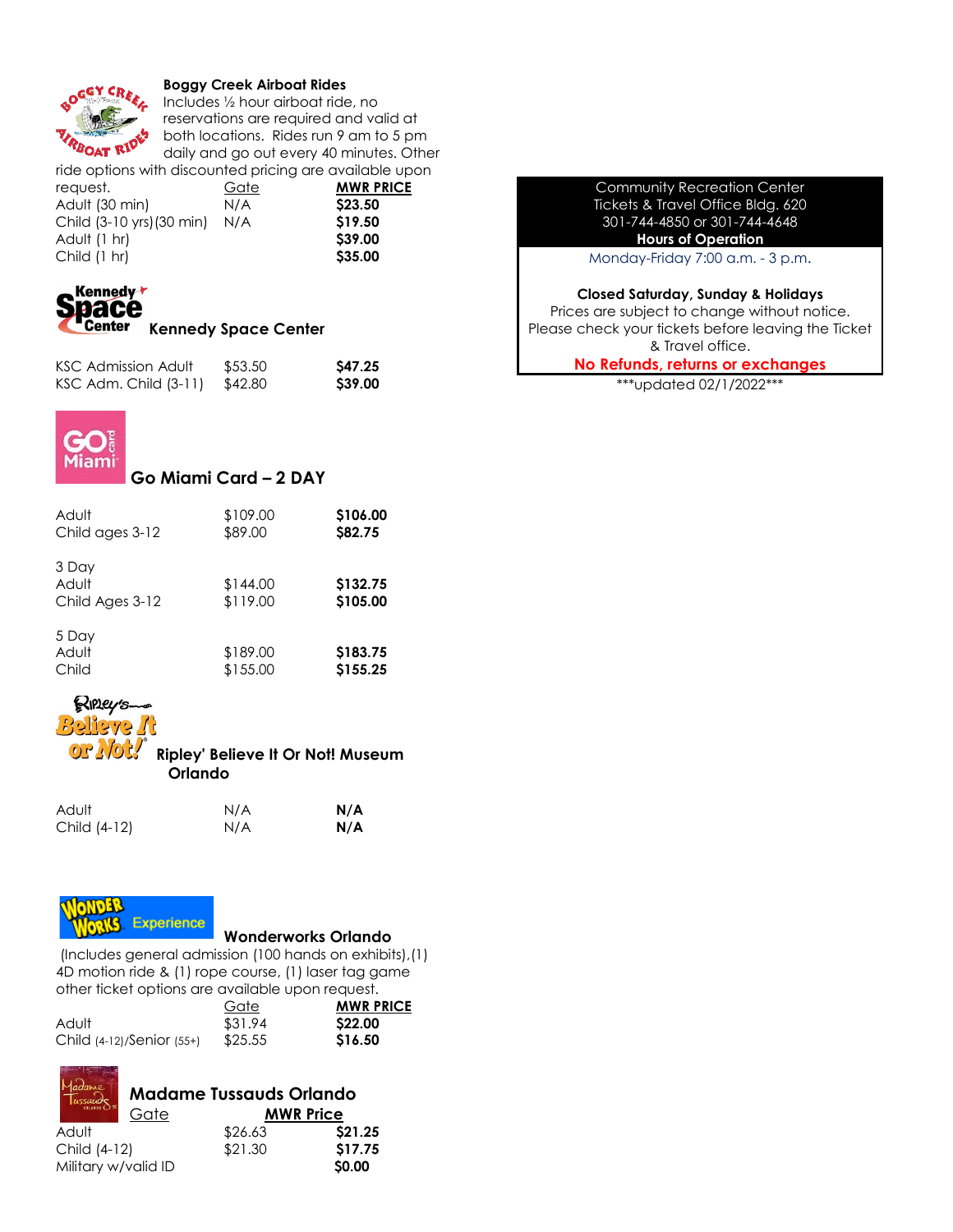### Boggy Creek Airboat Rides

Includes ½ hour airboat ride, no reservations are required and valid at both locations. Rides run 9 am to 5 pm daily and go out every 40 minutes. Other ride options with discounted pricing are available upon request.

| request. | Gate | MWR PRICE |
|---|---|---|
| Adult (30 min) | N/A | **$23.50** |
| Child (3-10 yrs)(30 min) | N/A | **$19.50** |
| Adult (1 hr) | | **$39.00** |
| Child (1 hr) | | **$35.00** |

### Kennedy Space Center

| | | |
|---|---|---|
| KSC Admission Adult | $53.50 | **$47.25** |
| KSC Adm. Child (3-11) | $42.80 | **$39.00** |

### Go Miami Card – 2 DAY

| | | |
|---|---|---|
| Adult | $109.00 | **$106.00** |
| Child ages 3-12 | $89.00 | **$82.75** |
| 3 Day | | |
| Adult | $144.00 | **$132.75** |
| Child Ages 3-12 | $119.00 | **$105.00** |
| 5 Day | | |
| Adult | $189.00 | **$183.75** |
| Child | $155.00 | **$155.25** |

### Ripley' Believe It Or Not! Museum Orlando

| | | |
|---|---|---|
| Adult | N/A | **N/A** |
| Child (4-12) | N/A | **N/A** |

### Wonderworks Orlando

(Includes general admission (100 hands on exhibits),(1) 4D motion ride & (1) rope course, (1) laser tag game other ticket options are available upon request.

| | Gate | MWR PRICE |
|---|---|---|
| Adult | $31.94 | **$22.00** |
| Child (4-12)/Senior (55+) | $25.55 | **$16.50** |

### Madame Tussauds Orlando

| | Gate | MWR Price |
|---|---|---|
| Adult | $26.63 | **$21.25** |
| Child (4-12) | $21.30 | **$17.75** |
| Military w/valid ID | | **$0.00** |

Community Recreation Center
Tickets & Travel Office Bldg. 620
301-744-4850 or 301-744-4648

**Hours of Operation**

Monday-Friday 7:00 a.m. - 3 p.m.

**Closed Saturday, Sunday & Holidays**

Prices are subject to change without notice. Please check your tickets before leaving the Ticket & Travel office.

**No Refunds, returns or exchanges**

***updated 02/1/2022***